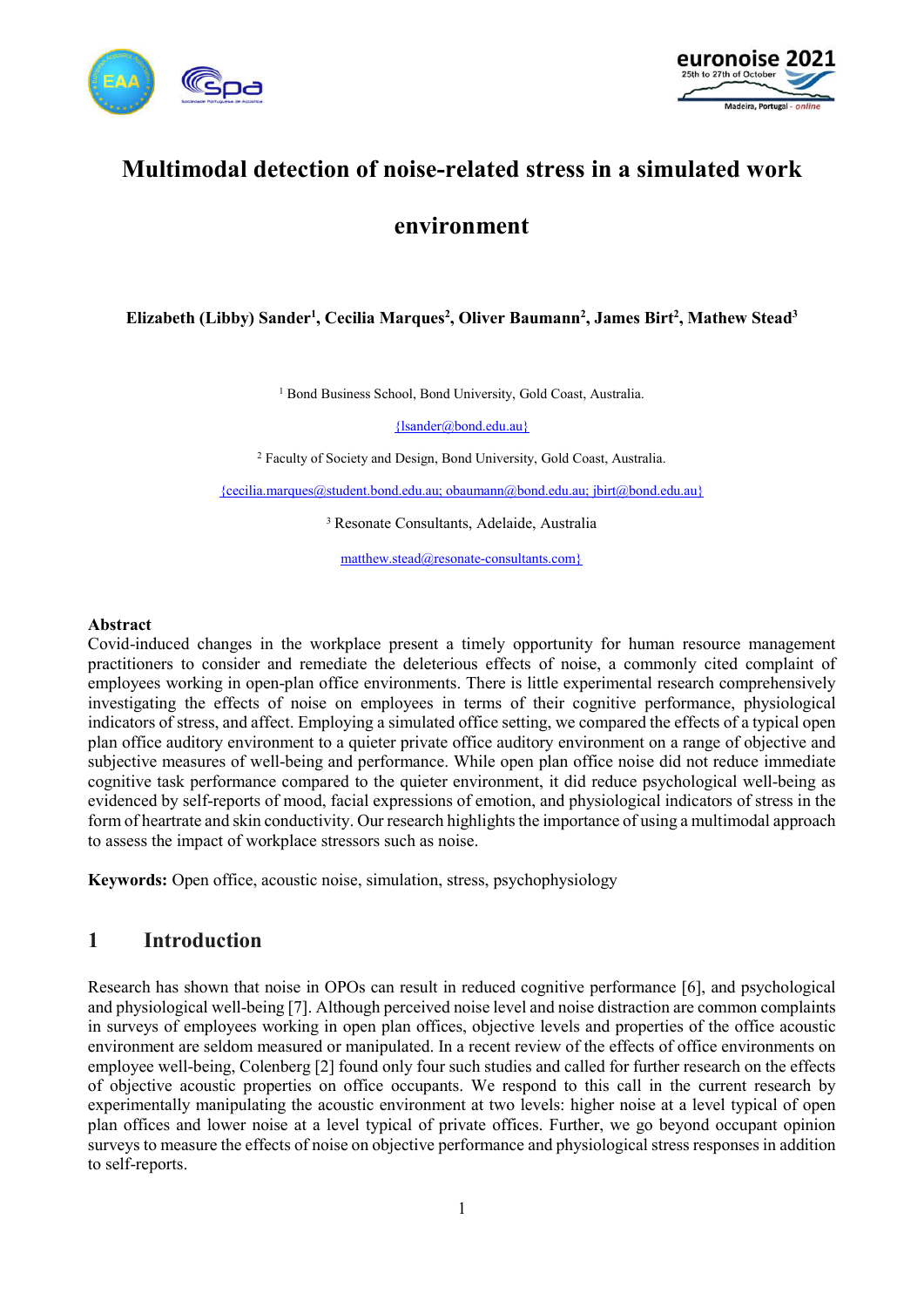# Multimodal detection of noise-related stress in a simulated work environment

**Elizabeth (Libby) Sander[1], Cecilia Marques[2], Oliver Baumann[2], James Birt[2], Mathew Stead[3]**

[1] Bond Business School, Bond University, Gold Coast, Australia.

{lsander@bond.edu.au}

[2] Faculty of Society and Design, Bond University, Gold Coast, Australia.

{cecilia.marques@student.bond.edu.au; obaumann@bond.edu.au; jbirt@bond.edu.au}

[3] Resonate Consultants, Adelaide, Australia

matthew.stead@resonate-consultants.com}

**Abstract**

Covid-induced changes in the workplace present a timely opportunity for human resource management practitioners to consider and remediate the deleterious effects of noise, a commonly cited complaint of employees working in open-plan office environments. There is little experimental research comprehensively investigating the effects of noise on employees in terms of their cognitive performance, physiological indicators of stress, and affect. Employing a simulated office setting, we compared the effects of a typical open plan office auditory environment to a quieter private office auditory environment on a range of objective and subjective measures of well-being and performance. While open plan office noise did not reduce immediate cognitive task performance compared to the quieter environment, it did reduce psychological well-being as evidenced by self-reports of mood, facial expressions of emotion, and physiological indicators of stress in the form of heartrate and skin conductivity. Our research highlights the importance of using a multimodal approach to assess the impact of workplace stressors such as noise.

**Keywords:** Open office, acoustic noise, simulation, stress, psychophysiology

## 1 Introduction

Research has shown that noise in OPOs can result in reduced cognitive performance [6], and psychological and physiological well-being [7]. Although perceived noise level and noise distraction are common complaints in surveys of employees working in open plan offices, objective levels and properties of the office acoustic environment are seldom measured or manipulated. In a recent review of the effects of office environments on employee well-being, Colenberg [2] found only four such studies and called for further research on the effects of objective acoustic properties on office occupants. We respond to this call in the current research by experimentally manipulating the acoustic environment at two levels: higher noise at a level typical of open plan offices and lower noise at a level typical of private offices. Further, we go beyond occupant opinion surveys to measure the effects of noise on objective performance and physiological stress responses in addition to self-reports.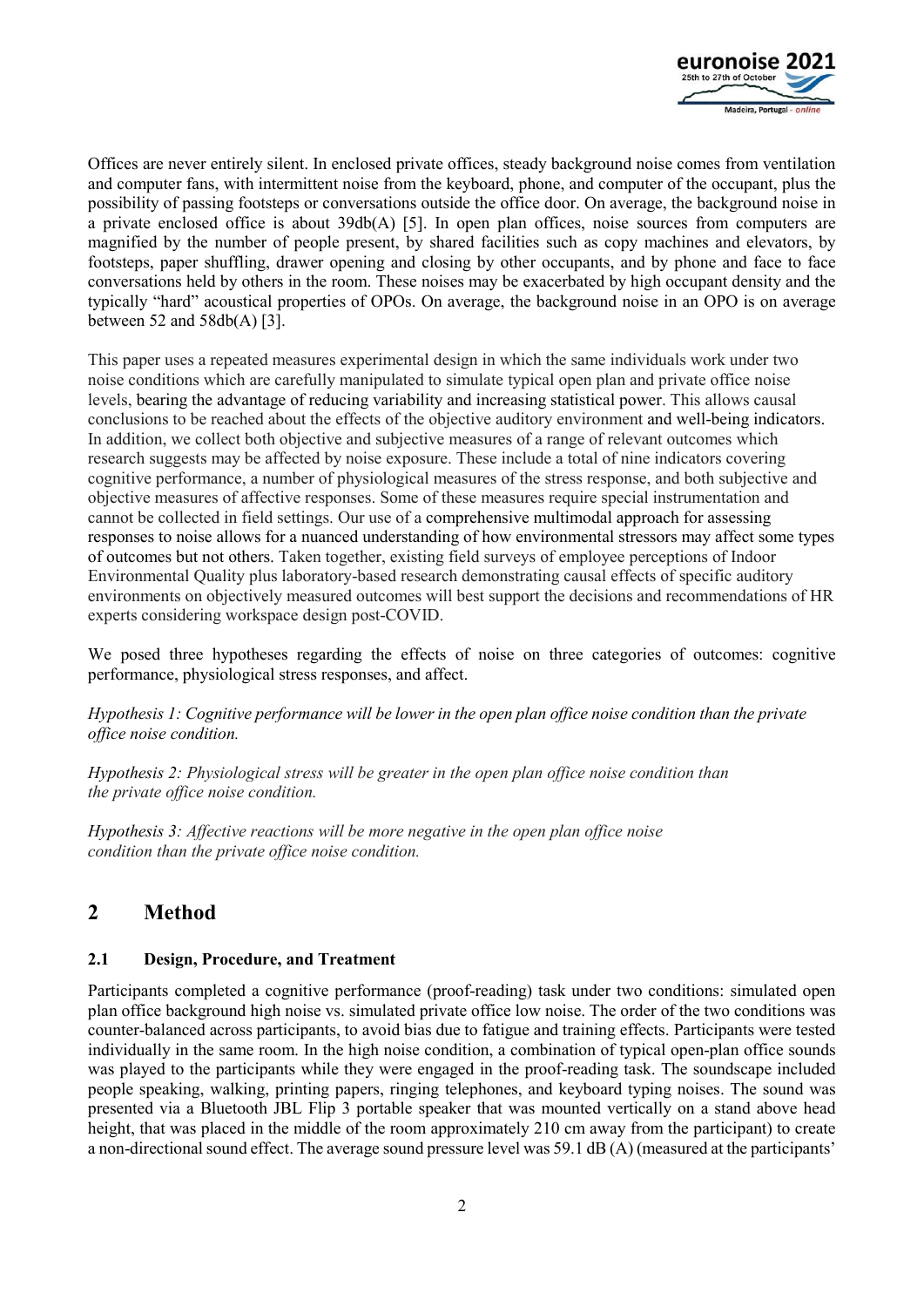Offices are never entirely silent. In enclosed private offices, steady background noise comes from ventilation and computer fans, with intermittent noise from the keyboard, phone, and computer of the occupant, plus the possibility of passing footsteps or conversations outside the office door. On average, the background noise in a private enclosed office is about 39db(A) [5]. In open plan offices, noise sources from computers are magnified by the number of people present, by shared facilities such as copy machines and elevators, by footsteps, paper shuffling, drawer opening and closing by other occupants, and by phone and face to face conversations held by others in the room. These noises may be exacerbated by high occupant density and the typically "hard" acoustical properties of OPOs. On average, the background noise in an OPO is on average between 52 and 58db(A) [3].

This paper uses a repeated measures experimental design in which the same individuals work under two noise conditions which are carefully manipulated to simulate typical open plan and private office noise levels, bearing the advantage of reducing variability and increasing statistical power. This allows causal conclusions to be reached about the effects of the objective auditory environment and well-being indicators. In addition, we collect both objective and subjective measures of a range of relevant outcomes which research suggests may be affected by noise exposure. These include a total of nine indicators covering cognitive performance, a number of physiological measures of the stress response, and both subjective and objective measures of affective responses. Some of these measures require special instrumentation and cannot be collected in field settings. Our use of a comprehensive multimodal approach for assessing responses to noise allows for a nuanced understanding of how environmental stressors may affect some types of outcomes but not others. Taken together, existing field surveys of employee perceptions of Indoor Environmental Quality plus laboratory-based research demonstrating causal effects of specific auditory environments on objectively measured outcomes will best support the decisions and recommendations of HR experts considering workspace design post-COVID.

We posed three hypotheses regarding the effects of noise on three categories of outcomes: cognitive performance, physiological stress responses, and affect.

*Hypothesis 1: Cognitive performance will be lower in the open plan office noise condition than the private office noise condition.*

*Hypothesis 2: Physiological stress will be greater in the open plan office noise condition than the private office noise condition.*

*Hypothesis 3: Affective reactions will be more negative in the open plan office noise condition than the private office noise condition.*

## 2 Method

### 2.1 Design, Procedure, and Treatment

Participants completed a cognitive performance (proof-reading) task under two conditions: simulated open plan office background high noise vs. simulated private office low noise. The order of the two conditions was counter-balanced across participants, to avoid bias due to fatigue and training effects. Participants were tested individually in the same room. In the high noise condition, a combination of typical open-plan office sounds was played to the participants while they were engaged in the proof-reading task. The soundscape included people speaking, walking, printing papers, ringing telephones, and keyboard typing noises. The sound was presented via a Bluetooth JBL Flip 3 portable speaker that was mounted vertically on a stand above head height, that was placed in the middle of the room approximately 210 cm away from the participant) to create a non-directional sound effect. The average sound pressure level was 59.1 dB (A) (measured at the participants'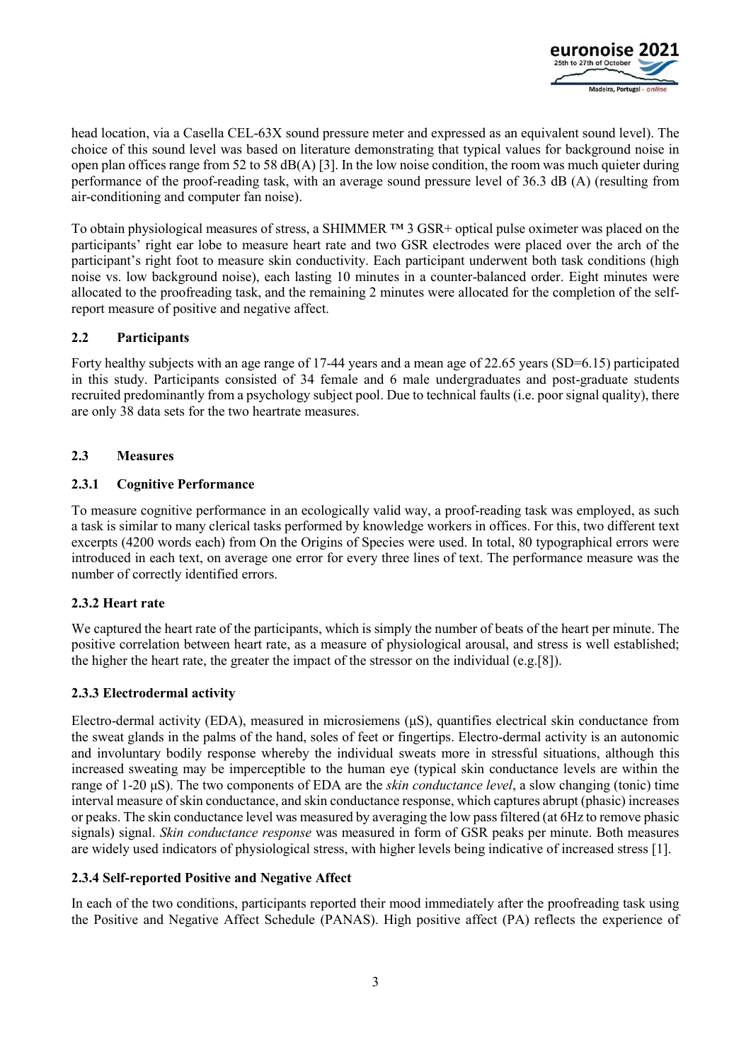head location, via a Casella CEL-63X sound pressure meter and expressed as an equivalent sound level). The choice of this sound level was based on literature demonstrating that typical values for background noise in open plan offices range from 52 to 58 dB(A) [3]. In the low noise condition, the room was much quieter during performance of the proof-reading task, with an average sound pressure level of 36.3 dB (A) (resulting from air-conditioning and computer fan noise).

To obtain physiological measures of stress, a SHIMMER ™ 3 GSR+ optical pulse oximeter was placed on the participants' right ear lobe to measure heart rate and two GSR electrodes were placed over the arch of the participant's right foot to measure skin conductivity. Each participant underwent both task conditions (high noise vs. low background noise), each lasting 10 minutes in a counter-balanced order. Eight minutes were allocated to the proofreading task, and the remaining 2 minutes were allocated for the completion of the self-report measure of positive and negative affect.

## 2.2 Participants

Forty healthy subjects with an age range of 17-44 years and a mean age of 22.65 years (SD=6.15) participated in this study. Participants consisted of 34 female and 6 male undergraduates and post-graduate students recruited predominantly from a psychology subject pool. Due to technical faults (i.e. poor signal quality), there are only 38 data sets for the two heartrate measures.

## 2.3 Measures

### 2.3.1 Cognitive Performance

To measure cognitive performance in an ecologically valid way, a proof-reading task was employed, as such a task is similar to many clerical tasks performed by knowledge workers in offices. For this, two different text excerpts (4200 words each) from On the Origins of Species were used. In total, 80 typographical errors were introduced in each text, on average one error for every three lines of text. The performance measure was the number of correctly identified errors.

### 2.3.2 Heart rate

We captured the heart rate of the participants, which is simply the number of beats of the heart per minute. The positive correlation between heart rate, as a measure of physiological arousal, and stress is well established; the higher the heart rate, the greater the impact of the stressor on the individual (e.g.[8]).

### 2.3.3 Electrodermal activity

Electro-dermal activity (EDA), measured in microsiemens (μS), quantifies electrical skin conductance from the sweat glands in the palms of the hand, soles of feet or fingertips. Electro-dermal activity is an autonomic and involuntary bodily response whereby the individual sweats more in stressful situations, although this increased sweating may be imperceptible to the human eye (typical skin conductance levels are within the range of 1-20 μS). The two components of EDA are the *skin conductance level*, a slow changing (tonic) time interval measure of skin conductance, and skin conductance response, which captures abrupt (phasic) increases or peaks. The skin conductance level was measured by averaging the low pass filtered (at 6Hz to remove phasic signals) signal. *Skin conductance response* was measured in form of GSR peaks per minute. Both measures are widely used indicators of physiological stress, with higher levels being indicative of increased stress [1].

### 2.3.4 Self-reported Positive and Negative Affect

In each of the two conditions, participants reported their mood immediately after the proofreading task using the Positive and Negative Affect Schedule (PANAS). High positive affect (PA) reflects the experience of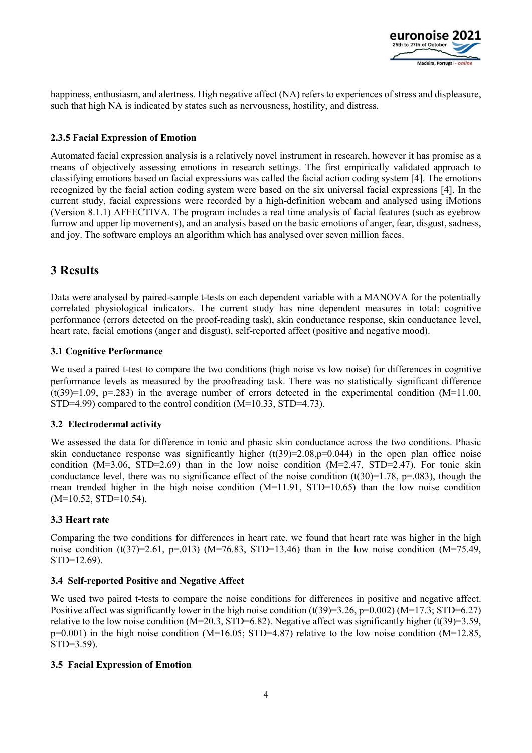happiness, enthusiasm, and alertness. High negative affect (NA) refers to experiences of stress and displeasure, such that high NA is indicated by states such as nervousness, hostility, and distress.

#### 2.3.5 Facial Expression of Emotion

Automated facial expression analysis is a relatively novel instrument in research, however it has promise as a means of objectively assessing emotions in research settings. The first empirically validated approach to classifying emotions based on facial expressions was called the facial action coding system [4]. The emotions recognized by the facial action coding system were based on the six universal facial expressions [4]. In the current study, facial expressions were recorded by a high-definition webcam and analysed using iMotions (Version 8.1.1) AFFECTIVA. The program includes a real time analysis of facial features (such as eyebrow furrow and upper lip movements), and an analysis based on the basic emotions of anger, fear, disgust, sadness, and joy. The software employs an algorithm which has analysed over seven million faces.

## 3 Results

Data were analysed by paired-sample t-tests on each dependent variable with a MANOVA for the potentially correlated physiological indicators. The current study has nine dependent measures in total: cognitive performance (errors detected on the proof-reading task), skin conductance response, skin conductance level, heart rate, facial emotions (anger and disgust), self-reported affect (positive and negative mood).

### 3.1 Cognitive Performance

We used a paired t-test to compare the two conditions (high noise vs low noise) for differences in cognitive performance levels as measured by the proofreading task. There was no statistically significant difference ($t(39)=1.09$, $p=.283$) in the average number of errors detected in the experimental condition ($M=11.00$, $STD=4.99$) compared to the control condition ($M=10.33$, $STD=4.73$).

### 3.2 Electrodermal activity

We assessed the data for difference in tonic and phasic skin conductance across the two conditions. Phasic skin conductance response was significantly higher ($t(39)=2.08, p=0.044$) in the open plan office noise condition ($M=3.06$, $STD=2.69$) than in the low noise condition ($M=2.47$, $STD=2.47$). For tonic skin conductance level, there was no significance effect of the noise condition ($t(30)=1.78$, $p=.083$), though the mean trended higher in the high noise condition ($M=11.91$, $STD=10.65$) than the low noise condition ($M=10.52$, $STD=10.54$).

### 3.3 Heart rate

Comparing the two conditions for differences in heart rate, we found that heart rate was higher in the high noise condition ($t(37)=2.61$, $p=.013$) ($M=76.83$, $STD=13.46$) than in the low noise condition ($M=75.49$, $STD=12.69$).

### 3.4 Self-reported Positive and Negative Affect

We used two paired t-tests to compare the noise conditions for differences in positive and negative affect. Positive affect was significantly lower in the high noise condition ($t(39)=3.26$, $p=0.002$) ($M=17.3$; $STD=6.27$) relative to the low noise condition ($M=20.3$, $STD=6.82$). Negative affect was significantly higher ($t(39)=3.59$, $p=0.001$) in the high noise condition ($M=16.05$; $STD=4.87$) relative to the low noise condition ($M=12.85$, $STD=3.59$).

### 3.5 Facial Expression of Emotion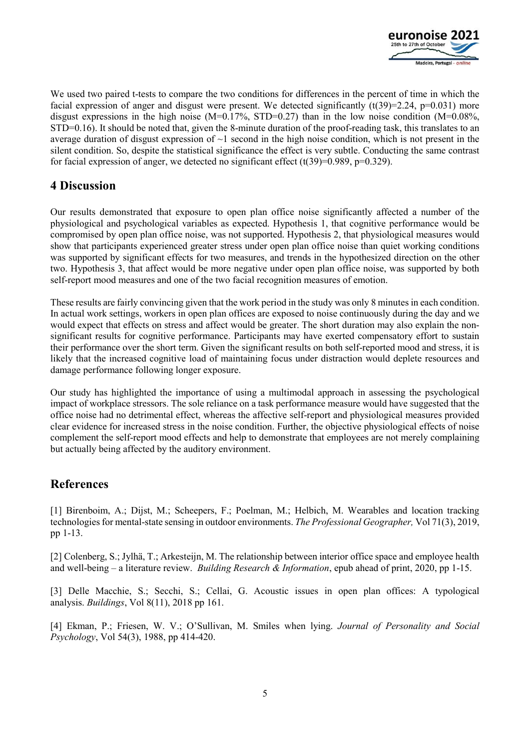We used two paired t-tests to compare the two conditions for differences in the percent of time in which the facial expression of anger and disgust were present. We detected significantly ($t(39)=2.24$, $p=0.031$) more disgust expressions in the high noise ($M=0.17\%$, $STD=0.27$) than in the low noise condition ($M=0.08\%$, $STD=0.16$). It should be noted that, given the 8-minute duration of the proof-reading task, this translates to an average duration of disgust expression of ~1 second in the high noise condition, which is not present in the silent condition. So, despite the statistical significance the effect is very subtle. Conducting the same contrast for facial expression of anger, we detected no significant effect ($t(39)=0.989$, $p=0.329$).

## 4 Discussion

Our results demonstrated that exposure to open plan office noise significantly affected a number of the physiological and psychological variables as expected. Hypothesis 1, that cognitive performance would be compromised by open plan office noise, was not supported. Hypothesis 2, that physiological measures would show that participants experienced greater stress under open plan office noise than quiet working conditions was supported by significant effects for two measures, and trends in the hypothesized direction on the other two. Hypothesis 3, that affect would be more negative under open plan office noise, was supported by both self-report mood measures and one of the two facial recognition measures of emotion.

These results are fairly convincing given that the work period in the study was only 8 minutes in each condition. In actual work settings, workers in open plan offices are exposed to noise continuously during the day and we would expect that effects on stress and affect would be greater. The short duration may also explain the non-significant results for cognitive performance. Participants may have exerted compensatory effort to sustain their performance over the short term. Given the significant results on both self-reported mood and stress, it is likely that the increased cognitive load of maintaining focus under distraction would deplete resources and damage performance following longer exposure.

Our study has highlighted the importance of using a multimodal approach in assessing the psychological impact of workplace stressors. The sole reliance on a task performance measure would have suggested that the office noise had no detrimental effect, whereas the affective self-report and physiological measures provided clear evidence for increased stress in the noise condition. Further, the objective physiological effects of noise complement the self-report mood effects and help to demonstrate that employees are not merely complaining but actually being affected by the auditory environment.

## References

[1] Birenboim, A.; Dijst, M.; Scheepers, F.; Poelman, M.; Helbich, M. Wearables and location tracking technologies for mental-state sensing in outdoor environments. *The Professional Geographer,* Vol 71(3), 2019, pp 1-13.

[2] Colenberg, S.; Jylhä, T.; Arkesteijn, M. The relationship between interior office space and employee health and well-being – a literature review. *Building Research & Information*, epub ahead of print, 2020, pp 1-15.

[3] Delle Macchie, S.; Secchi, S.; Cellai, G. Acoustic issues in open plan offices: A typological analysis. *Buildings*, Vol 8(11), 2018 pp 161.

[4] Ekman, P.; Friesen, W. V.; O'Sullivan, M. Smiles when lying. *Journal of Personality and Social Psychology*, Vol 54(3), 1988, pp 414-420.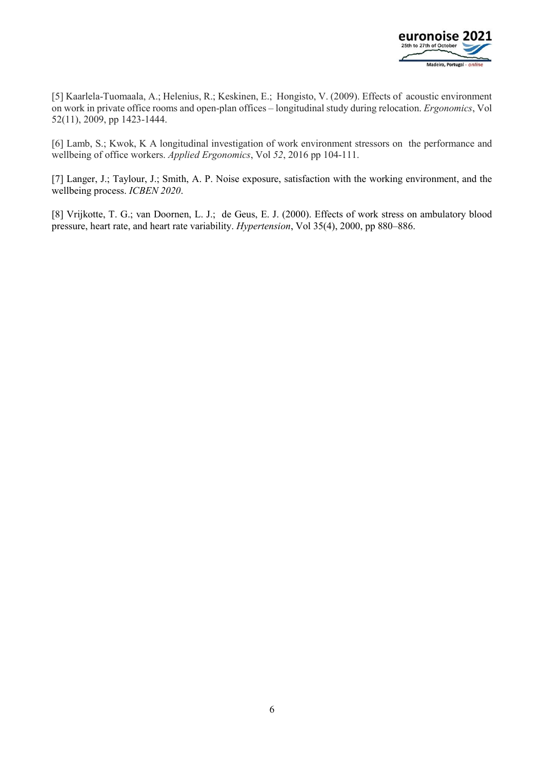[5] Kaarlela-Tuomaala, A.; Helenius, R.; Keskinen, E.; Hongisto, V. (2009). Effects of acoustic environment on work in private office rooms and open-plan offices – longitudinal study during relocation. *Ergonomics*, Vol 52(11), 2009, pp 1423-1444.

[6] Lamb, S.; Kwok, K A longitudinal investigation of work environment stressors on the performance and wellbeing of office workers. *Applied Ergonomics*, Vol *52*, 2016 pp 104-111.

[7] Langer, J.; Taylour, J.; Smith, A. P. Noise exposure, satisfaction with the working environment, and the wellbeing process. *ICBEN 2020*.

[8] Vrijkotte, T. G.; van Doornen, L. J.; de Geus, E. J. (2000). Effects of work stress on ambulatory blood pressure, heart rate, and heart rate variability. *Hypertension*, Vol 35(4), 2000, pp 880–886.